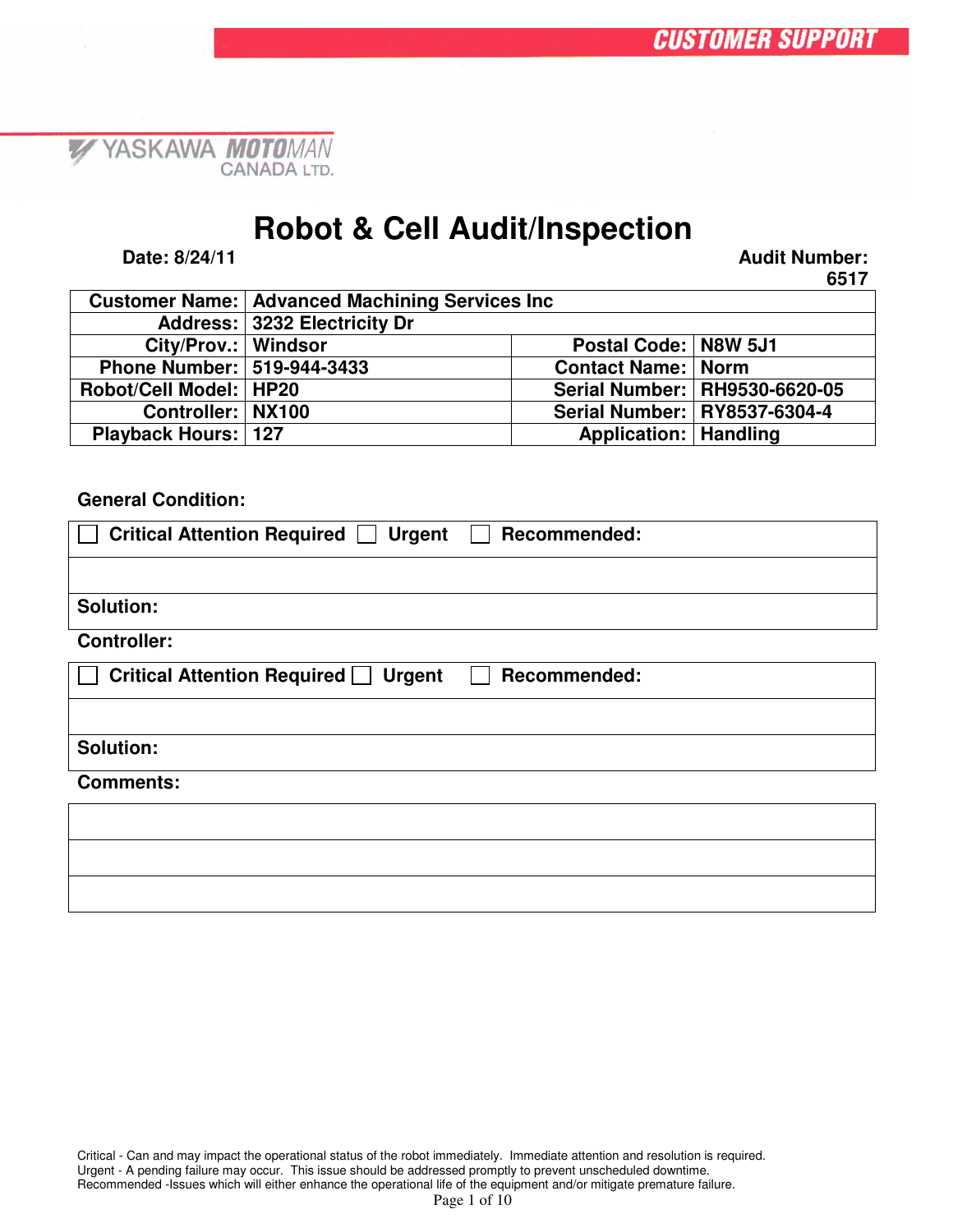CUSTOMER SUPPORT

YASKAWA MOTOMAN CANADA LTD.

# Robot & Cell Audit/Inspection

**Date: 8/24/11** **Audit Number: 6517**

| Customer Name: | Advanced Machining Services Inc | | |
|---|---|---|---|
| Address: | 3232 Electricity Dr | | |
| City/Prov.: | Windsor | Postal Code: | N8W 5J1 |
| Phone Number: | 519-944-3433 | Contact Name: | Norm |
| Robot/Cell Model: | HP20 | Serial Number: | RH9530-6620-05 |
| Controller: | NX100 | Serial Number: | RY8537-6304-4 |
| Playback Hours: | 127 | Application: | Handling |

**General Condition:**

| ☐ Critical Attention Required ☐ Urgent ☐ Recommended: |
|---|
| |
| **Solution:** |

**Controller:**

| ☐ Critical Attention Required ☐ Urgent ☐ Recommended: |
|---|
| |
| **Solution:** |

**Comments:**

| |
|---|
| |
| |

Critical - Can and may impact the operational status of the robot immediately. Immediate attention and resolution is required.
Urgent - A pending failure may occur. This issue should be addressed promptly to prevent unscheduled downtime.
Recommended -Issues which will either enhance the operational life of the equipment and/or mitigate premature failure.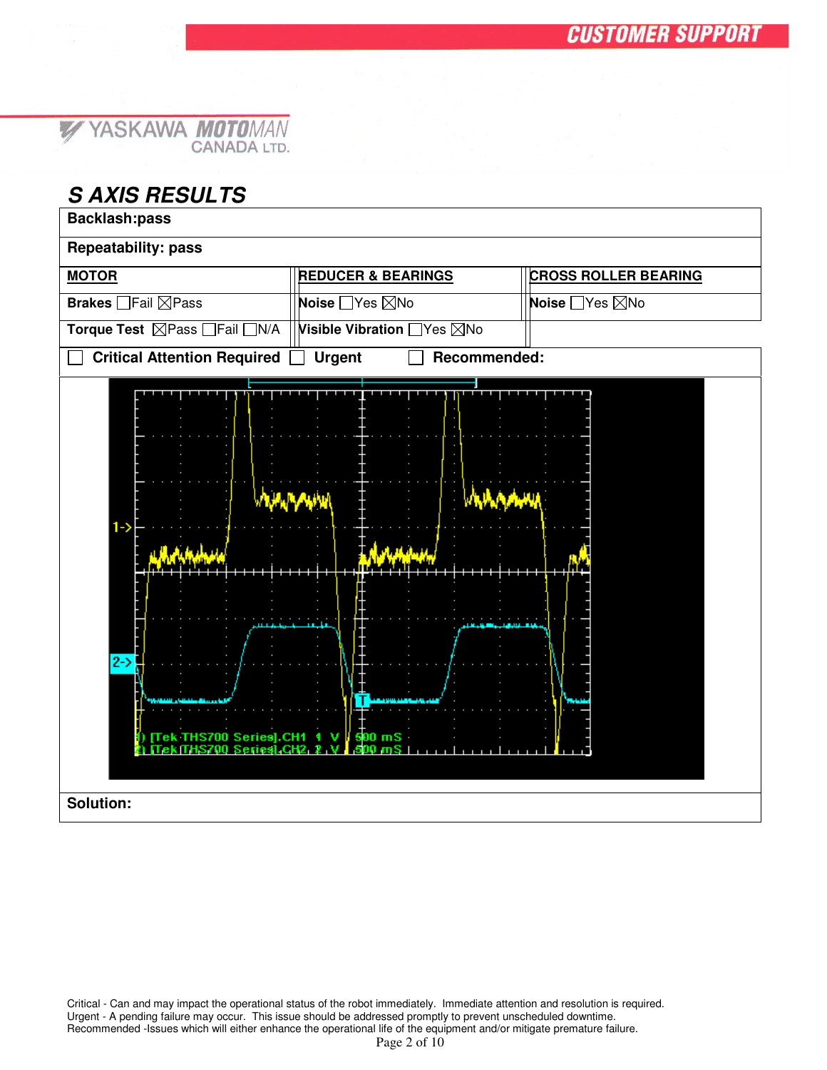# S AXIS RESULTS

| Backlash:pass | | |
|---|---|---|
| **Repeatability: pass** | | |
| **MOTOR** | **REDUCER & BEARINGS** | **CROSS ROLLER BEARING** |
| **Brakes** ☐Fail ☒Pass | **Noise** ☐Yes ☒No | **Noise** ☐Yes ☒No |
| **Torque Test** ☒Pass ☐Fail ☐N/A | **Visible Vibration** ☐Yes ☒No | |
| ☐ **Critical Attention Required** ☐ **Urgent** ☐ **Recommended:** | | |

1) [Tek THS700 Series].CH1 1 V 500 mS
2) [Tek THS700 Series].CH2 2 V 500 mS

**Solution:**

Critical - Can and may impact the operational status of the robot immediately. Immediate attention and resolution is required.
Urgent - A pending failure may occur. This issue should be addressed promptly to prevent unscheduled downtime.
Recommended -Issues which will either enhance the operational life of the equipment and/or mitigate premature failure.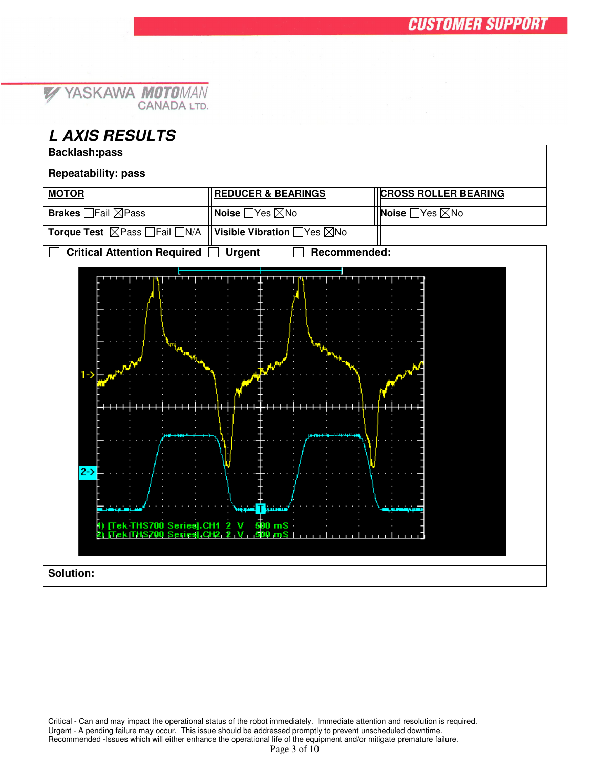## L AXIS RESULTS

| Backlash:pass | | |
|---|---|---|
| **Repeatability: pass** | | |
| **MOTOR** | **REDUCER & BEARINGS** | **CROSS ROLLER BEARING** |
| **Brakes** ☐Fail ☒Pass | **Noise** ☐Yes ☒No | **Noise** ☐Yes ☒No |
| **Torque Test** ☒Pass ☐Fail ☐N/A | **Visible Vibration** ☐Yes ☒No | |
| ☐ **Critical Attention Required** | ☐ **Urgent** | ☐ **Recommended:** |

1) [Tek THS700 Series].CH1 2 V 500 mS
2) [Tek THS700 Series].CH2 2 V 500 mS

**Solution:**

Critical - Can and may impact the operational status of the robot immediately. Immediate attention and resolution is required.
Urgent - A pending failure may occur. This issue should be addressed promptly to prevent unscheduled downtime.
Recommended -Issues which will either enhance the operational life of the equipment and/or mitigate premature failure.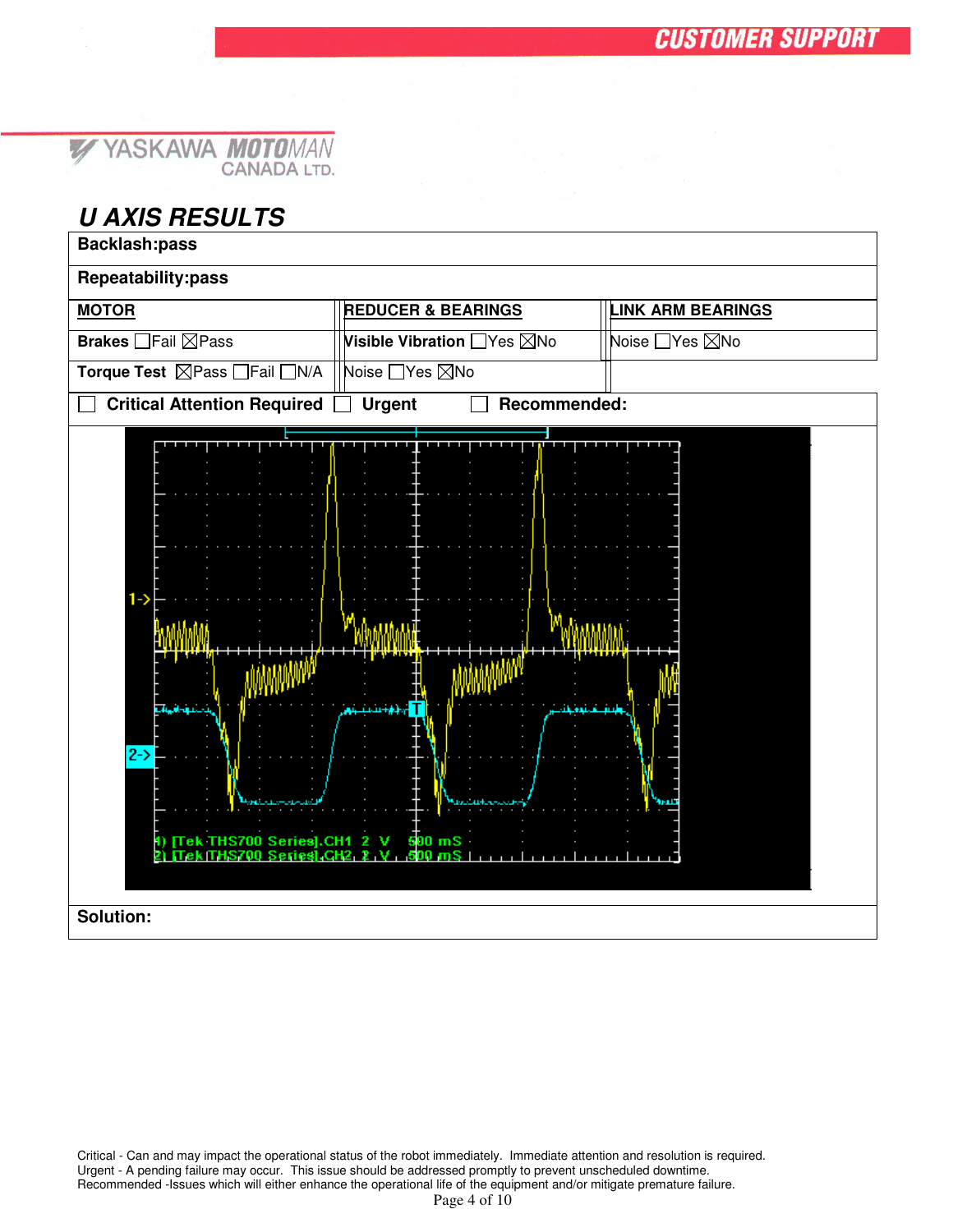## U AXIS RESULTS

| **Backlash:pass** | | |
|---|---|---|
| **Repeatability:pass** | | |
| **MOTOR** | **REDUCER & BEARINGS** | **LINK ARM BEARINGS** |
| **Brakes** ☐Fail ☒Pass | **Visible Vibration** ☐Yes ☒No | Noise ☐Yes ☒No |
| **Torque Test** ☒Pass ☐Fail ☐N/A | Noise ☐Yes ☒No | |
| ☐ **Critical Attention Required** | ☐ **Urgent** | ☐ **Recommended:** |

1) [Tek THS700 Series].CH1 2 V 500 mS
2) [Tek THS700 Series].CH2 2 V 500 mS

**Solution:**

Critical - Can and may impact the operational status of the robot immediately. Immediate attention and resolution is required.
Urgent - A pending failure may occur. This issue should be addressed promptly to prevent unscheduled downtime.
Recommended -Issues which will either enhance the operational life of the equipment and/or mitigate premature failure.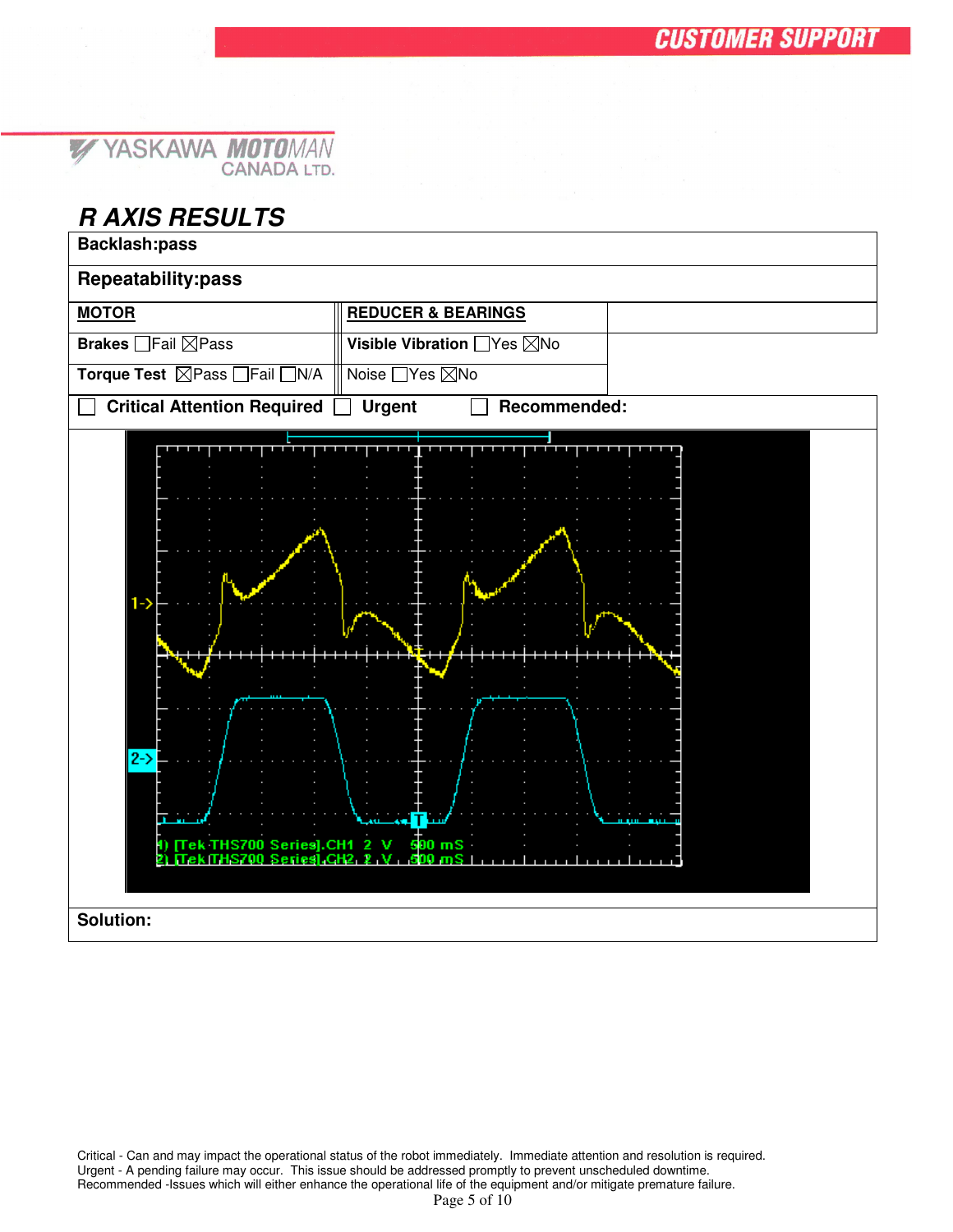## R AXIS RESULTS

| Backlash:pass | | |
|---|---|---|
| **Repeatability:pass** | | |
| **MOTOR** | **REDUCER & BEARINGS** | |
| **Brakes** ☐Fail ☒Pass | **Visible Vibration** ☐Yes ☒No | |
| **Torque Test** ☒Pass ☐Fail ☐N/A | Noise ☐Yes ☒No | |
| ☐ **Critical Attention Required** ☐ **Urgent** ☐ **Recommended:** | | |

1) [Tek THS700 Series].CH1 2 V 500 mS
2) [Tek THS700 Series].CH2 2 V 500 mS

**Solution:**

Critical - Can and may impact the operational status of the robot immediately. Immediate attention and resolution is required.
Urgent - A pending failure may occur. This issue should be addressed promptly to prevent unscheduled downtime.
Recommended -Issues which will either enhance the operational life of the equipment and/or mitigate premature failure.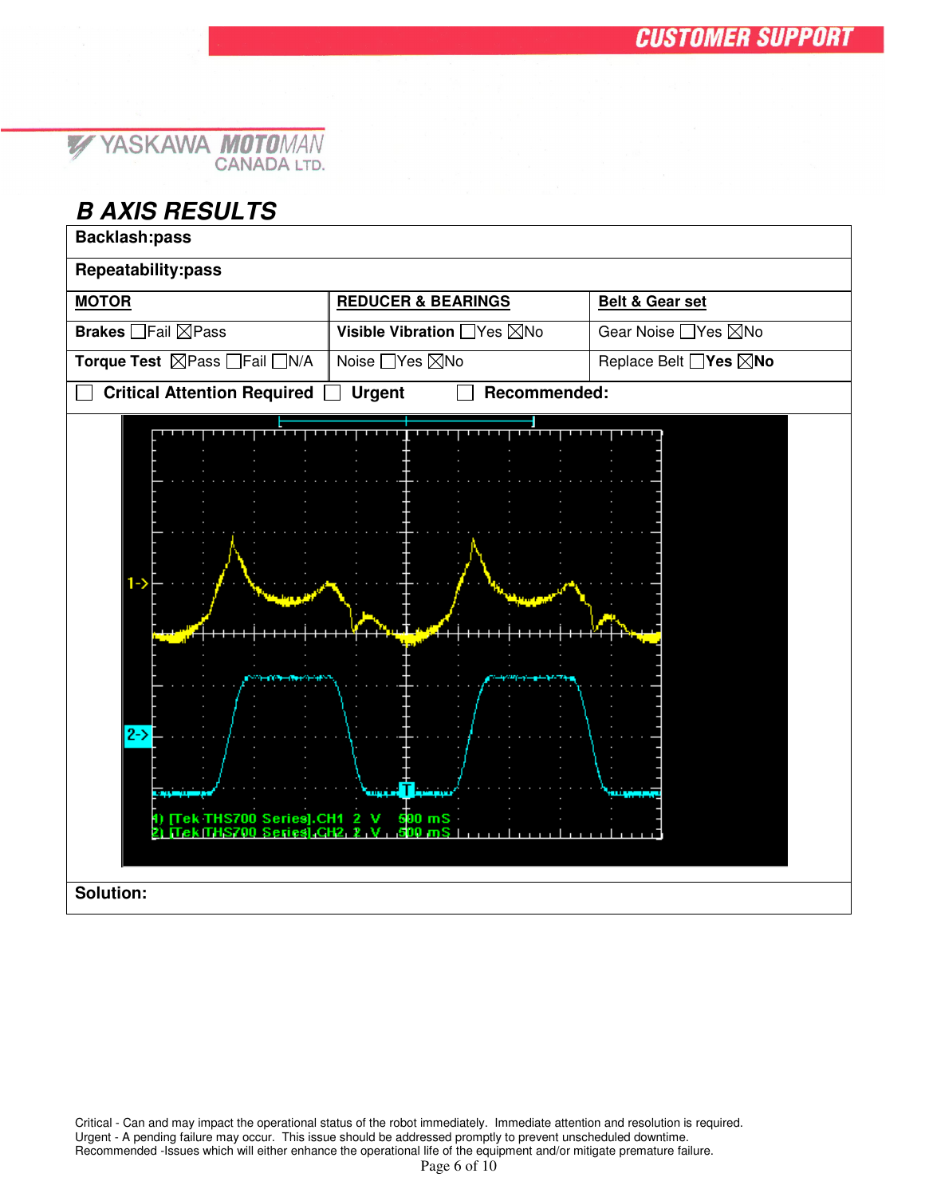CUSTOMER SUPPORT

YASKAWA MOTOMAN CANADA LTD.

## B AXIS RESULTS

| Backlash:pass | | |
|---|---|---|
| **Repeatability:pass** | | |
| **MOTOR** | **REDUCER & BEARINGS** | **Belt & Gear set** |
| **Brakes** ☐Fail ☒Pass | **Visible Vibration** ☐Yes ☒No | Gear Noise ☐Yes ☒No |
| **Torque Test** ☒Pass ☐Fail ☐N/A | Noise ☐Yes ☒No | Replace Belt ☐**Yes** ☒**No** |
| ☐ **Critical Attention Required** ☐ **Urgent** ☐ **Recommended:** | | |

1) [Tek THS700 Series].CH1 2 V 500 mS
2) [Tek THS700 Series].CH2 2 V 500 mS

**Solution:**

Critical - Can and may impact the operational status of the robot immediately. Immediate attention and resolution is required.
Urgent - A pending failure may occur. This issue should be addressed promptly to prevent unscheduled downtime.
Recommended -Issues which will either enhance the operational life of the equipment and/or mitigate premature failure.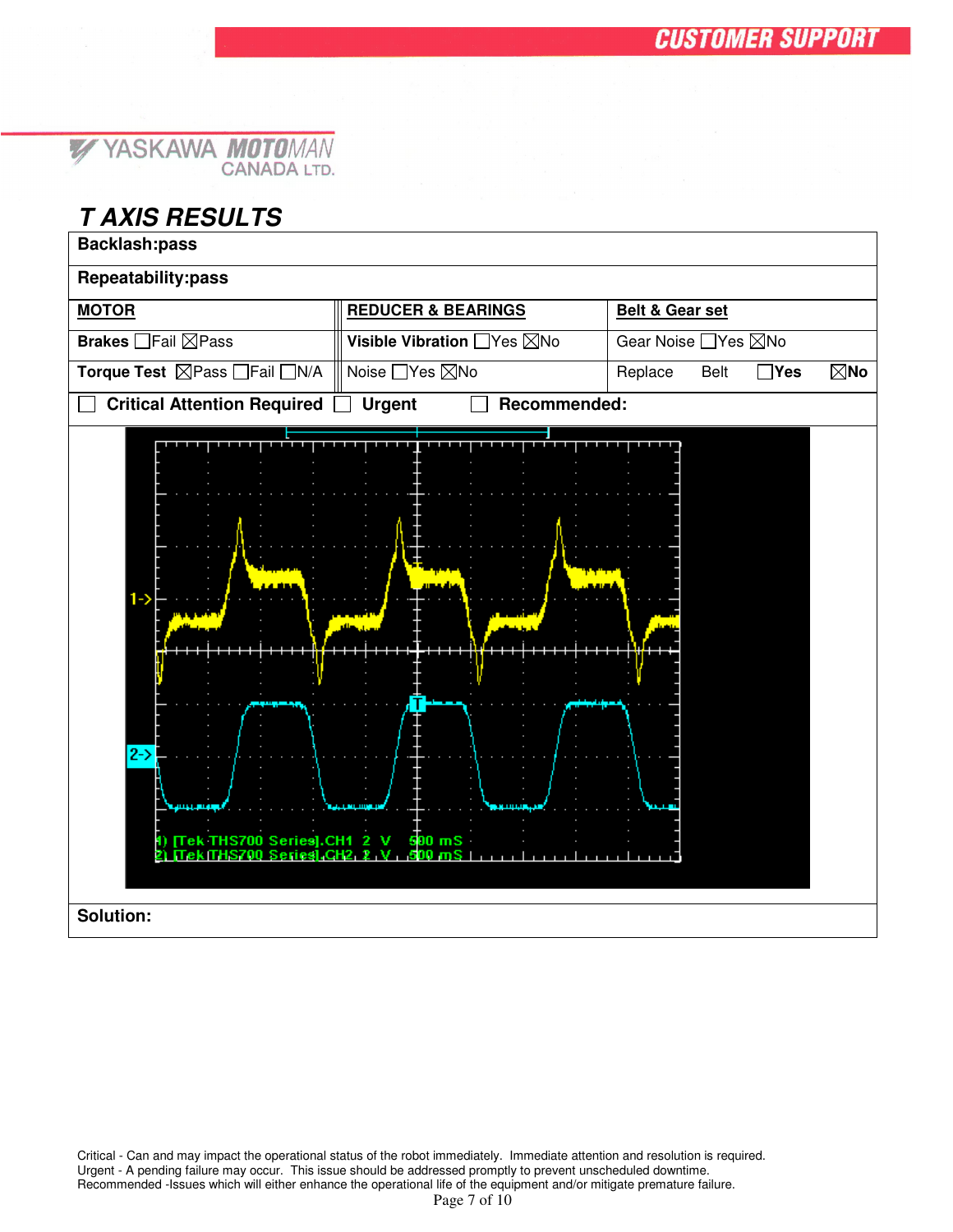# T AXIS RESULTS

| Backlash:pass | | |
|---|---|---|
| **Repeatability:pass** | | |
| **MOTOR** | **REDUCER & BEARINGS** | **Belt & Gear set** |
| **Brakes** ☐Fail ☒Pass | **Visible Vibration** ☐Yes ☒No | Gear Noise ☐Yes ☒No |
| **Torque Test** ☒Pass ☐Fail ☐N/A | Noise ☐Yes ☒No | Replace Belt ☐**Yes** ☒**No** |
| ☐ **Critical Attention Required** ☐ **Urgent** ☐ **Recommended:** | | |

1) [Tek THS700 Series].CH1 2 V 500 mS
2) [Tek THS700 Series].CH2 2 V 500 mS

**Solution:**

Critical - Can and may impact the operational status of the robot immediately. Immediate attention and resolution is required.
Urgent - A pending failure may occur. This issue should be addressed promptly to prevent unscheduled downtime.
Recommended -Issues which will either enhance the operational life of the equipment and/or mitigate premature failure.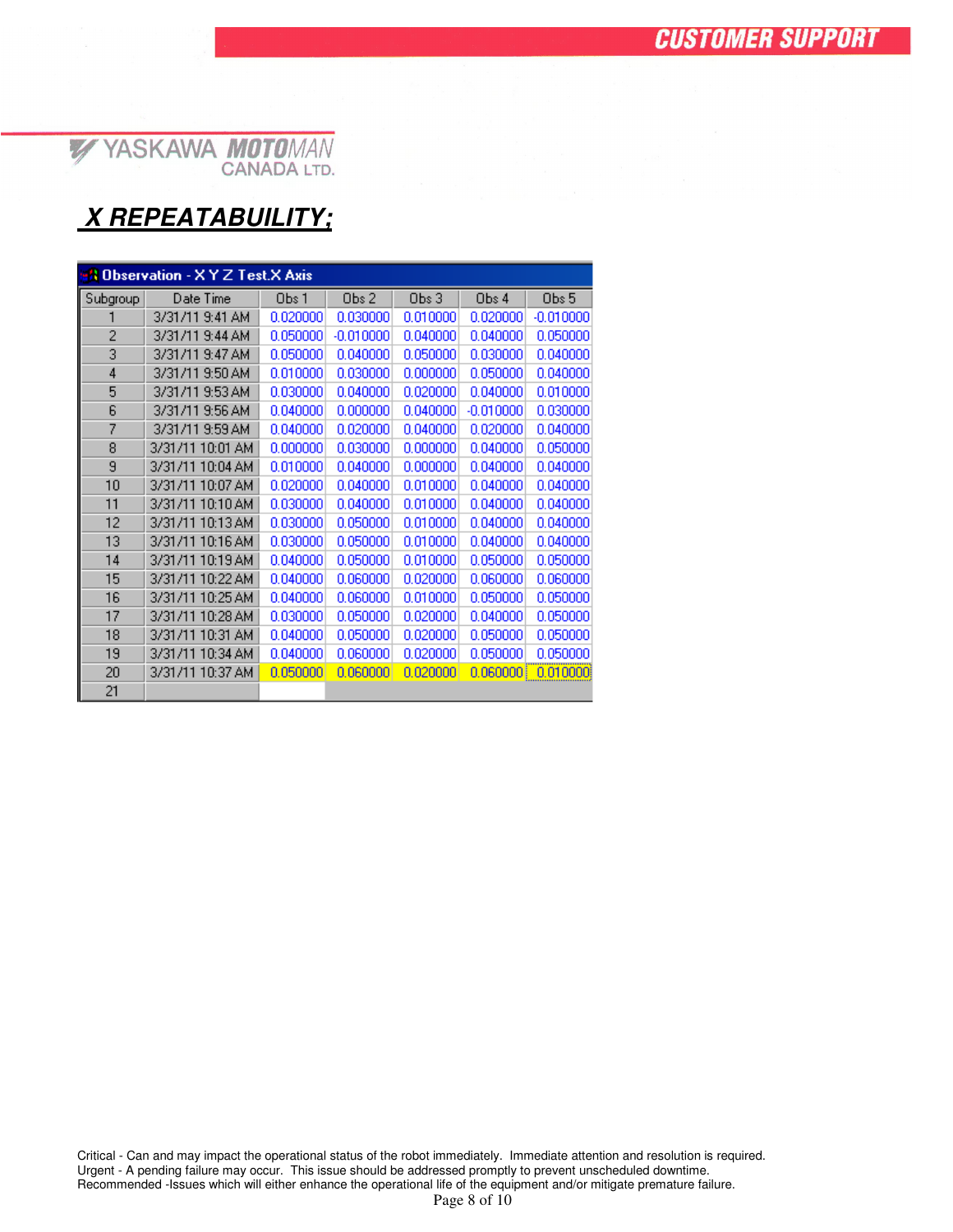# X REPEATABUILITY;

**Observation - X Y Z Test.X Axis**

| Subgroup | Date Time | Obs 1 | Obs 2 | Obs 3 | Obs 4 | Obs 5 |
|---|---|---|---|---|---|---|
| 1 | 3/31/11 9:41 AM | 0.020000 | 0.030000 | 0.010000 | 0.020000 | -0.010000 |
| 2 | 3/31/11 9:44 AM | 0.050000 | -0.010000 | 0.040000 | 0.040000 | 0.050000 |
| 3 | 3/31/11 9:47 AM | 0.050000 | 0.040000 | 0.050000 | 0.030000 | 0.040000 |
| 4 | 3/31/11 9:50 AM | 0.010000 | 0.030000 | 0.000000 | 0.050000 | 0.040000 |
| 5 | 3/31/11 9:53 AM | 0.030000 | 0.040000 | 0.020000 | 0.040000 | 0.010000 |
| 6 | 3/31/11 9:56 AM | 0.040000 | 0.000000 | 0.040000 | -0.010000 | 0.030000 |
| 7 | 3/31/11 9:59 AM | 0.040000 | 0.020000 | 0.040000 | 0.020000 | 0.040000 |
| 8 | 3/31/11 10:01 AM | 0.000000 | 0.030000 | 0.000000 | 0.040000 | 0.050000 |
| 9 | 3/31/11 10:04 AM | 0.010000 | 0.040000 | 0.000000 | 0.040000 | 0.040000 |
| 10 | 3/31/11 10:07 AM | 0.020000 | 0.040000 | 0.010000 | 0.040000 | 0.040000 |
| 11 | 3/31/11 10:10 AM | 0.030000 | 0.040000 | 0.010000 | 0.040000 | 0.040000 |
| 12 | 3/31/11 10:13 AM | 0.030000 | 0.050000 | 0.010000 | 0.040000 | 0.040000 |
| 13 | 3/31/11 10:16 AM | 0.030000 | 0.050000 | 0.010000 | 0.040000 | 0.040000 |
| 14 | 3/31/11 10:19 AM | 0.040000 | 0.050000 | 0.010000 | 0.050000 | 0.050000 |
| 15 | 3/31/11 10:22 AM | 0.040000 | 0.060000 | 0.020000 | 0.060000 | 0.060000 |
| 16 | 3/31/11 10:25 AM | 0.040000 | 0.060000 | 0.010000 | 0.050000 | 0.050000 |
| 17 | 3/31/11 10:28 AM | 0.030000 | 0.050000 | 0.020000 | 0.040000 | 0.050000 |
| 18 | 3/31/11 10:31 AM | 0.040000 | 0.050000 | 0.020000 | 0.050000 | 0.050000 |
| 19 | 3/31/11 10:34 AM | 0.040000 | 0.060000 | 0.020000 | 0.050000 | 0.050000 |
| 20 | 3/31/11 10:37 AM | 0.050000 | 0.060000 | 0.020000 | 0.060000 | 0.010000 |
| 21 | | | | | | |

Critical - Can and may impact the operational status of the robot immediately. Immediate attention and resolution is required.
Urgent - A pending failure may occur. This issue should be addressed promptly to prevent unscheduled downtime.
Recommended -Issues which will either enhance the operational life of the equipment and/or mitigate premature failure.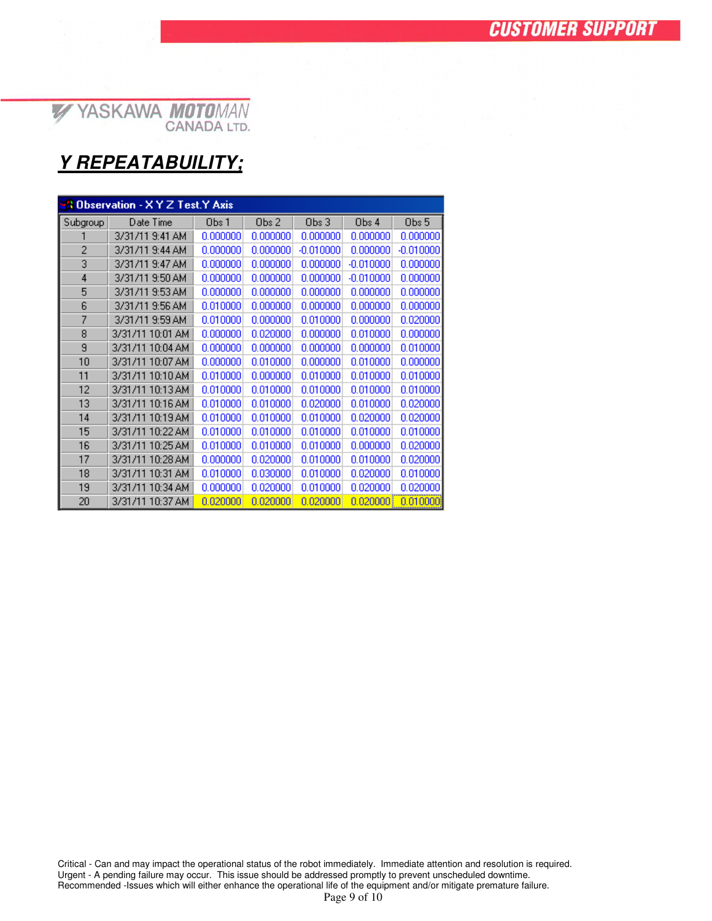## Y REPEATABUILITY;

**Observation - X Y Z Test.Y Axis**

| Subgroup | Date Time | Obs 1 | Obs 2 | Obs 3 | Obs 4 | Obs 5 |
|---|---|---|---|---|---|---|
| 1 | 3/31/11 9:41 AM | 0.000000 | 0.000000 | 0.000000 | 0.000000 | 0.000000 |
| 2 | 3/31/11 9:44 AM | 0.000000 | 0.000000 | -0.010000 | 0.000000 | -0.010000 |
| 3 | 3/31/11 9:47 AM | 0.000000 | 0.000000 | 0.000000 | -0.010000 | 0.000000 |
| 4 | 3/31/11 9:50 AM | 0.000000 | 0.000000 | 0.000000 | -0.010000 | 0.000000 |
| 5 | 3/31/11 9:53 AM | 0.000000 | 0.000000 | 0.000000 | 0.000000 | 0.000000 |
| 6 | 3/31/11 9:56 AM | 0.010000 | 0.000000 | 0.000000 | 0.000000 | 0.000000 |
| 7 | 3/31/11 9:59 AM | 0.010000 | 0.000000 | 0.010000 | 0.000000 | 0.020000 |
| 8 | 3/31/11 10:01 AM | 0.000000 | 0.020000 | 0.000000 | 0.010000 | 0.000000 |
| 9 | 3/31/11 10:04 AM | 0.000000 | 0.000000 | 0.000000 | 0.000000 | 0.010000 |
| 10 | 3/31/11 10:07 AM | 0.000000 | 0.010000 | 0.000000 | 0.010000 | 0.000000 |
| 11 | 3/31/11 10:10 AM | 0.010000 | 0.000000 | 0.010000 | 0.010000 | 0.010000 |
| 12 | 3/31/11 10:13 AM | 0.010000 | 0.010000 | 0.010000 | 0.010000 | 0.010000 |
| 13 | 3/31/11 10:16 AM | 0.010000 | 0.010000 | 0.020000 | 0.010000 | 0.020000 |
| 14 | 3/31/11 10:19 AM | 0.010000 | 0.010000 | 0.010000 | 0.020000 | 0.020000 |
| 15 | 3/31/11 10:22 AM | 0.010000 | 0.010000 | 0.010000 | 0.010000 | 0.010000 |
| 16 | 3/31/11 10:25 AM | 0.010000 | 0.010000 | 0.010000 | 0.000000 | 0.020000 |
| 17 | 3/31/11 10:28 AM | 0.000000 | 0.020000 | 0.010000 | 0.010000 | 0.020000 |
| 18 | 3/31/11 10:31 AM | 0.010000 | 0.030000 | 0.010000 | 0.020000 | 0.010000 |
| 19 | 3/31/11 10:34 AM | 0.000000 | 0.020000 | 0.010000 | 0.020000 | 0.020000 |
| 20 | 3/31/11 10:37 AM | 0.020000 | 0.020000 | 0.020000 | 0.020000 | 0.010000 |

Critical - Can and may impact the operational status of the robot immediately. Immediate attention and resolution is required.
Urgent - A pending failure may occur. This issue should be addressed promptly to prevent unscheduled downtime.
Recommended -Issues which will either enhance the operational life of the equipment and/or mitigate premature failure.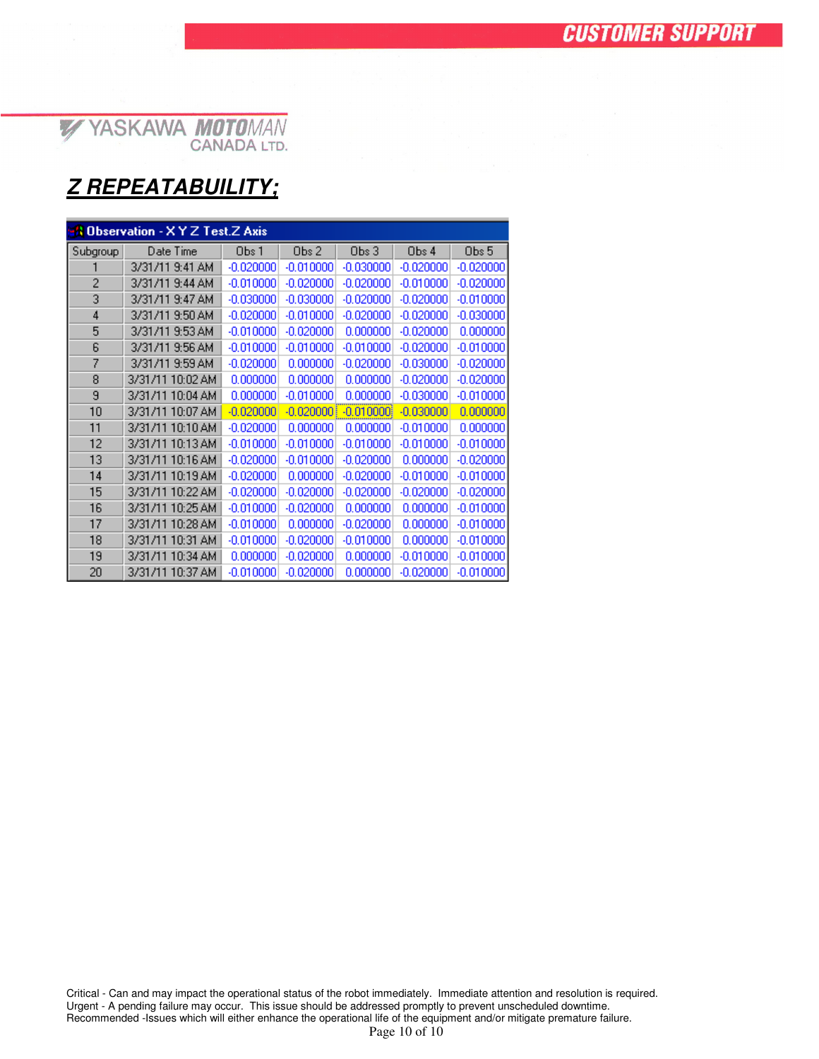## Z REPEATABUILITY;

**Observation - X Y Z Test.Z Axis**

| Subgroup | Date Time | Obs 1 | Obs 2 | Obs 3 | Obs 4 | Obs 5 |
|---|---|---|---|---|---|---|
| 1 | 3/31/11 9:41 AM | -0.020000 | -0.010000 | -0.030000 | -0.020000 | -0.020000 |
| 2 | 3/31/11 9:44 AM | -0.010000 | -0.020000 | -0.020000 | -0.010000 | -0.020000 |
| 3 | 3/31/11 9:47 AM | -0.030000 | -0.030000 | -0.020000 | -0.020000 | -0.010000 |
| 4 | 3/31/11 9:50 AM | -0.020000 | -0.010000 | -0.020000 | -0.020000 | -0.030000 |
| 5 | 3/31/11 9:53 AM | -0.010000 | -0.020000 | 0.000000 | -0.020000 | 0.000000 |
| 6 | 3/31/11 9:56 AM | -0.010000 | -0.010000 | -0.010000 | -0.020000 | -0.010000 |
| 7 | 3/31/11 9:59 AM | -0.020000 | 0.000000 | -0.020000 | -0.030000 | -0.020000 |
| 8 | 3/31/11 10:02 AM | 0.000000 | 0.000000 | 0.000000 | -0.020000 | -0.020000 |
| 9 | 3/31/11 10:04 AM | 0.000000 | -0.010000 | 0.000000 | -0.030000 | -0.010000 |
| 10 | 3/31/11 10:07 AM | -0.020000 | -0.020000 | -0.010000 | -0.030000 | 0.000000 |
| 11 | 3/31/11 10:10 AM | -0.020000 | 0.000000 | 0.000000 | -0.010000 | 0.000000 |
| 12 | 3/31/11 10:13 AM | -0.010000 | -0.010000 | -0.010000 | -0.010000 | -0.010000 |
| 13 | 3/31/11 10:16 AM | -0.020000 | -0.010000 | -0.020000 | 0.000000 | -0.020000 |
| 14 | 3/31/11 10:19 AM | -0.020000 | 0.000000 | -0.020000 | -0.010000 | -0.010000 |
| 15 | 3/31/11 10:22 AM | -0.020000 | -0.020000 | -0.020000 | -0.020000 | -0.020000 |
| 16 | 3/31/11 10:25 AM | -0.010000 | -0.020000 | 0.000000 | 0.000000 | -0.010000 |
| 17 | 3/31/11 10:28 AM | -0.010000 | 0.000000 | -0.020000 | 0.000000 | -0.010000 |
| 18 | 3/31/11 10:31 AM | -0.010000 | -0.020000 | -0.010000 | 0.000000 | -0.010000 |
| 19 | 3/31/11 10:34 AM | 0.000000 | -0.020000 | 0.000000 | -0.010000 | -0.010000 |
| 20 | 3/31/11 10:37 AM | -0.010000 | -0.020000 | 0.000000 | -0.020000 | -0.010000 |

Critical - Can and may impact the operational status of the robot immediately. Immediate attention and resolution is required.
Urgent - A pending failure may occur. This issue should be addressed promptly to prevent unscheduled downtime.
Recommended -Issues which will either enhance the operational life of the equipment and/or mitigate premature failure.